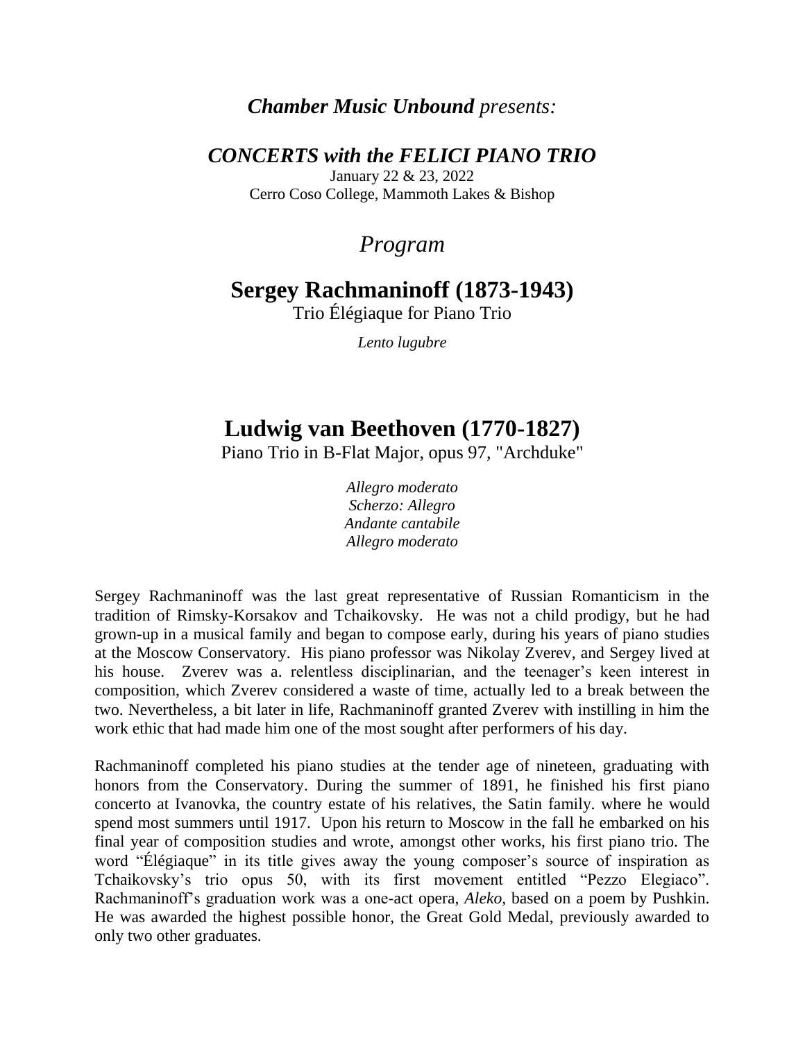***Chamber Music Unbound** presents:*

# *CONCERTS with the FELICI PIANO TRIO*

January 22 & 23, 2022
Cerro Coso College, Mammoth Lakes & Bishop

## *Program*

## Sergey Rachmaninoff (1873-1943)

Trio Élégiaque for Piano Trio

*Lento lugubre*

## Ludwig van Beethoven (1770-1827)

Piano Trio in B-Flat Major, opus 97, "Archduke"

*Allegro moderato*
*Scherzo: Allegro*
*Andante cantabile*
*Allegro moderato*

Sergey Rachmaninoff was the last great representative of Russian Romanticism in the tradition of Rimsky-Korsakov and Tchaikovsky. He was not a child prodigy, but he had grown-up in a musical family and began to compose early, during his years of piano studies at the Moscow Conservatory. His piano professor was Nikolay Zverev, and Sergey lived at his house. Zverev was a. relentless disciplinarian, and the teenager's keen interest in composition, which Zverev considered a waste of time, actually led to a break between the two. Nevertheless, a bit later in life, Rachmaninoff granted Zverev with instilling in him the work ethic that had made him one of the most sought after performers of his day.

Rachmaninoff completed his piano studies at the tender age of nineteen, graduating with honors from the Conservatory. During the summer of 1891, he finished his first piano concerto at Ivanovka, the country estate of his relatives, the Satin family. where he would spend most summers until 1917. Upon his return to Moscow in the fall he embarked on his final year of composition studies and wrote, amongst other works, his first piano trio. The word "Élégiaque" in its title gives away the young composer's source of inspiration as Tchaikovsky's trio opus 50, with its first movement entitled "Pezzo Elegiaco". Rachmaninoff's graduation work was a one-act opera, *Aleko*, based on a poem by Pushkin. He was awarded the highest possible honor, the Great Gold Medal, previously awarded to only two other graduates.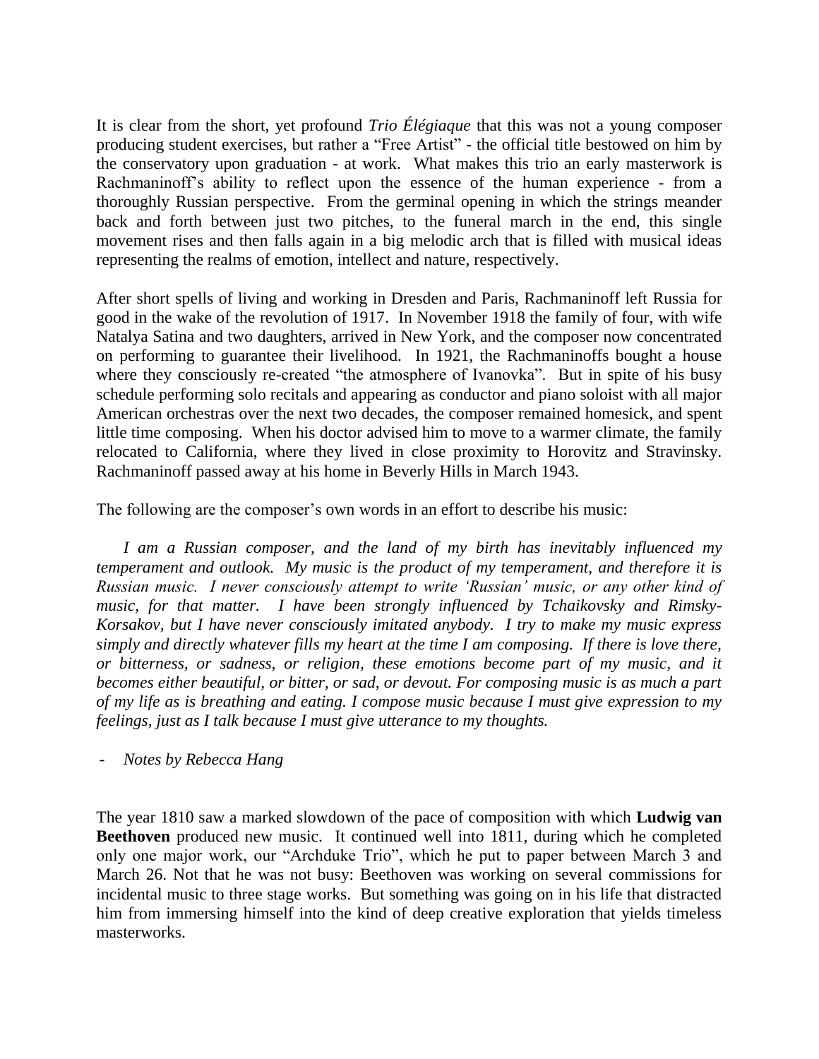It is clear from the short, yet profound *Trio Élégiaque* that this was not a young composer producing student exercises, but rather a "Free Artist" - the official title bestowed on him by the conservatory upon graduation - at work. What makes this trio an early masterwork is Rachmaninoff's ability to reflect upon the essence of the human experience - from a thoroughly Russian perspective. From the germinal opening in which the strings meander back and forth between just two pitches, to the funeral march in the end, this single movement rises and then falls again in a big melodic arch that is filled with musical ideas representing the realms of emotion, intellect and nature, respectively.

After short spells of living and working in Dresden and Paris, Rachmaninoff left Russia for good in the wake of the revolution of 1917. In November 1918 the family of four, with wife Natalya Satina and two daughters, arrived in New York, and the composer now concentrated on performing to guarantee their livelihood. In 1921, the Rachmaninoffs bought a house where they consciously re-created "the atmosphere of Ivanovka". But in spite of his busy schedule performing solo recitals and appearing as conductor and piano soloist with all major American orchestras over the next two decades, the composer remained homesick, and spent little time composing. When his doctor advised him to move to a warmer climate, the family relocated to California, where they lived in close proximity to Horovitz and Stravinsky. Rachmaninoff passed away at his home in Beverly Hills in March 1943.

The following are the composer's own words in an effort to describe his music:

> *I am a Russian composer, and the land of my birth has inevitably influenced my temperament and outlook. My music is the product of my temperament, and therefore it is Russian music. I never consciously attempt to write 'Russian' music, or any other kind of music, for that matter. I have been strongly influenced by Tchaikovsky and Rimsky-Korsakov, but I have never consciously imitated anybody. I try to make my music express simply and directly whatever fills my heart at the time I am composing. If there is love there, or bitterness, or sadness, or religion, these emotions become part of my music, and it becomes either beautiful, or bitter, or sad, or devout. For composing music is as much a part of my life as is breathing and eating. I compose music because I must give expression to my feelings, just as I talk because I must give utterance to my thoughts.*

- *Notes by Rebecca Hang*

The year 1810 saw a marked slowdown of the pace of composition with which **Ludwig van Beethoven** produced new music. It continued well into 1811, during which he completed only one major work, our "Archduke Trio", which he put to paper between March 3 and March 26. Not that he was not busy: Beethoven was working on several commissions for incidental music to three stage works. But something was going on in his life that distracted him from immersing himself into the kind of deep creative exploration that yields timeless masterworks.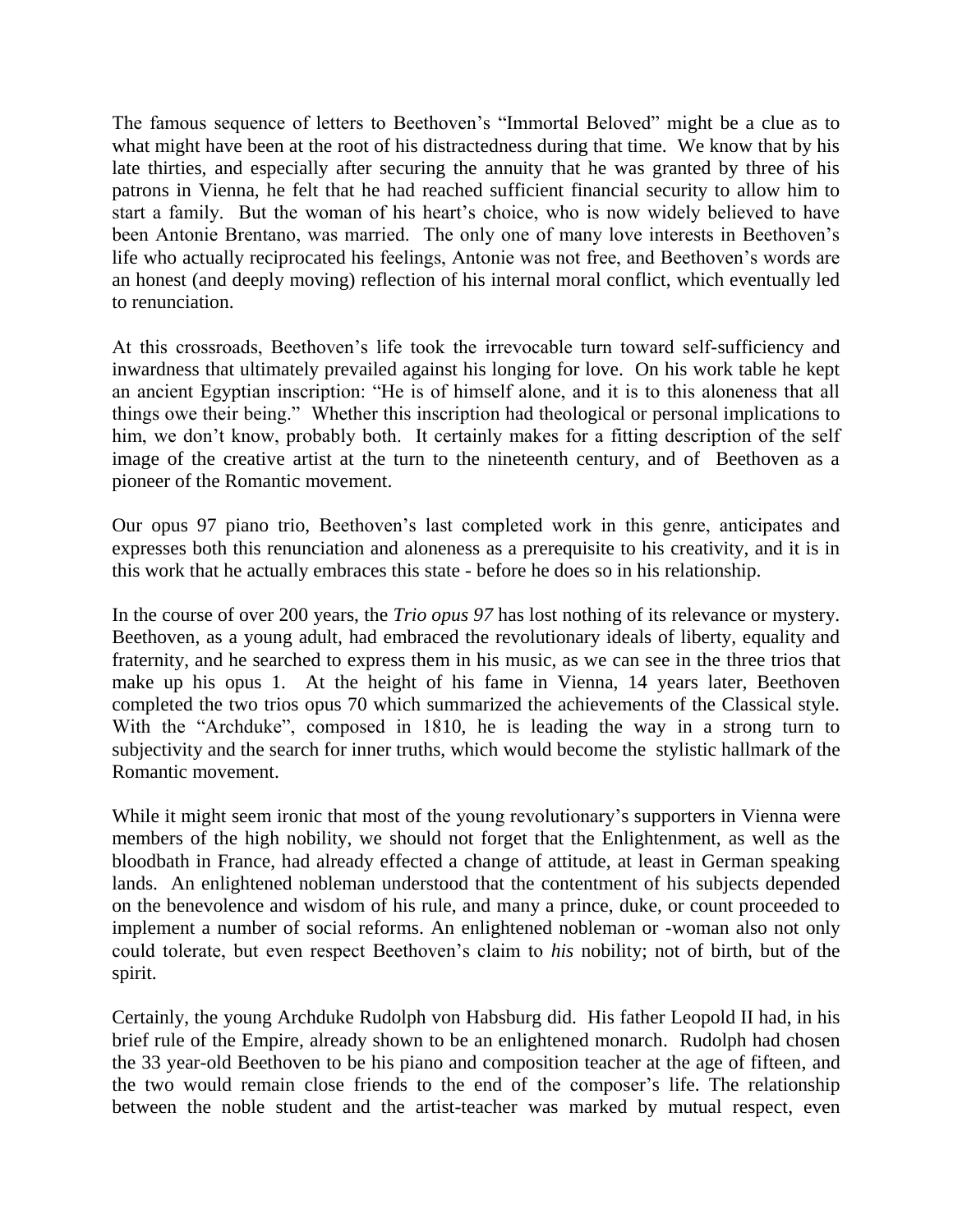The famous sequence of letters to Beethoven's "Immortal Beloved" might be a clue as to what might have been at the root of his distractedness during that time. We know that by his late thirties, and especially after securing the annuity that he was granted by three of his patrons in Vienna, he felt that he had reached sufficient financial security to allow him to start a family. But the woman of his heart's choice, who is now widely believed to have been Antonie Brentano, was married. The only one of many love interests in Beethoven's life who actually reciprocated his feelings, Antonie was not free, and Beethoven's words are an honest (and deeply moving) reflection of his internal moral conflict, which eventually led to renunciation.

At this crossroads, Beethoven's life took the irrevocable turn toward self-sufficiency and inwardness that ultimately prevailed against his longing for love. On his work table he kept an ancient Egyptian inscription: "He is of himself alone, and it is to this aloneness that all things owe their being." Whether this inscription had theological or personal implications to him, we don't know, probably both. It certainly makes for a fitting description of the self image of the creative artist at the turn to the nineteenth century, and of Beethoven as a pioneer of the Romantic movement.

Our opus 97 piano trio, Beethoven's last completed work in this genre, anticipates and expresses both this renunciation and aloneness as a prerequisite to his creativity, and it is in this work that he actually embraces this state - before he does so in his relationship.

In the course of over 200 years, the *Trio opus 97* has lost nothing of its relevance or mystery. Beethoven, as a young adult, had embraced the revolutionary ideals of liberty, equality and fraternity, and he searched to express them in his music, as we can see in the three trios that make up his opus 1. At the height of his fame in Vienna, 14 years later, Beethoven completed the two trios opus 70 which summarized the achievements of the Classical style. With the "Archduke", composed in 1810, he is leading the way in a strong turn to subjectivity and the search for inner truths, which would become the stylistic hallmark of the Romantic movement.

While it might seem ironic that most of the young revolutionary's supporters in Vienna were members of the high nobility, we should not forget that the Enlightenment, as well as the bloodbath in France, had already effected a change of attitude, at least in German speaking lands. An enlightened nobleman understood that the contentment of his subjects depended on the benevolence and wisdom of his rule, and many a prince, duke, or count proceeded to implement a number of social reforms. An enlightened nobleman or -woman also not only could tolerate, but even respect Beethoven's claim to *his* nobility; not of birth, but of the spirit.

Certainly, the young Archduke Rudolph von Habsburg did. His father Leopold II had, in his brief rule of the Empire, already shown to be an enlightened monarch. Rudolph had chosen the 33 year-old Beethoven to be his piano and composition teacher at the age of fifteen, and the two would remain close friends to the end of the composer's life. The relationship between the noble student and the artist-teacher was marked by mutual respect, even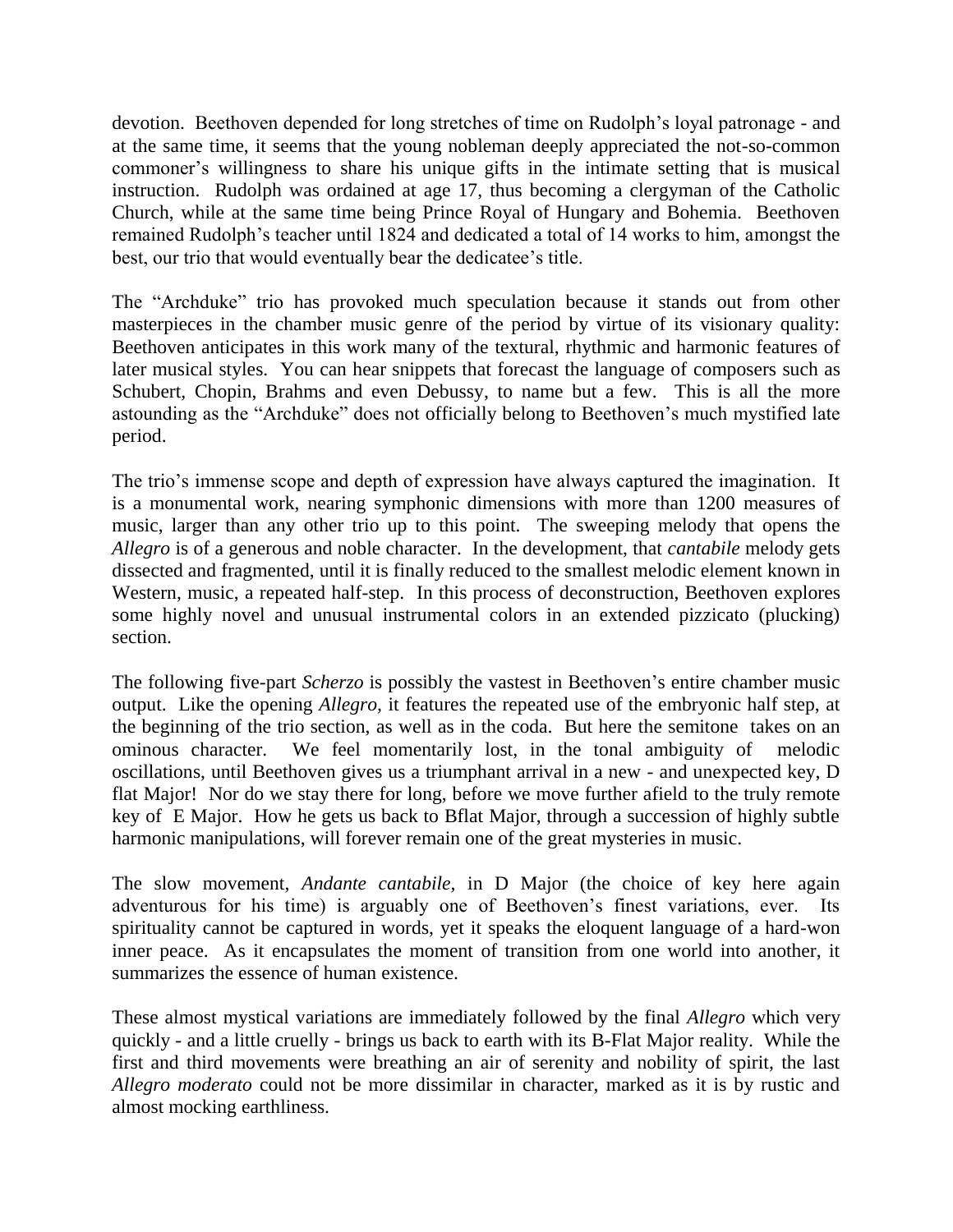devotion. Beethoven depended for long stretches of time on Rudolph's loyal patronage - and at the same time, it seems that the young nobleman deeply appreciated the not-so-common commoner's willingness to share his unique gifts in the intimate setting that is musical instruction. Rudolph was ordained at age 17, thus becoming a clergyman of the Catholic Church, while at the same time being Prince Royal of Hungary and Bohemia. Beethoven remained Rudolph's teacher until 1824 and dedicated a total of 14 works to him, amongst the best, our trio that would eventually bear the dedicatee's title.

The "Archduke" trio has provoked much speculation because it stands out from other masterpieces in the chamber music genre of the period by virtue of its visionary quality: Beethoven anticipates in this work many of the textural, rhythmic and harmonic features of later musical styles. You can hear snippets that forecast the language of composers such as Schubert, Chopin, Brahms and even Debussy, to name but a few. This is all the more astounding as the "Archduke" does not officially belong to Beethoven's much mystified late period.

The trio's immense scope and depth of expression have always captured the imagination. It is a monumental work, nearing symphonic dimensions with more than 1200 measures of music, larger than any other trio up to this point. The sweeping melody that opens the *Allegro* is of a generous and noble character. In the development, that *cantabile* melody gets dissected and fragmented, until it is finally reduced to the smallest melodic element known in Western, music, a repeated half-step. In this process of deconstruction, Beethoven explores some highly novel and unusual instrumental colors in an extended pizzicato (plucking) section.

The following five-part *Scherzo* is possibly the vastest in Beethoven's entire chamber music output. Like the opening *Allegro,* it features the repeated use of the embryonic half step, at the beginning of the trio section, as well as in the coda. But here the semitone takes on an ominous character. We feel momentarily lost, in the tonal ambiguity of melodic oscillations, until Beethoven gives us a triumphant arrival in a new - and unexpected key, D flat Major! Nor do we stay there for long, before we move further afield to the truly remote key of E Major. How he gets us back to Bflat Major, through a succession of highly subtle harmonic manipulations, will forever remain one of the great mysteries in music.

The slow movement, *Andante cantabile*, in D Major (the choice of key here again adventurous for his time) is arguably one of Beethoven's finest variations, ever. Its spirituality cannot be captured in words, yet it speaks the eloquent language of a hard-won inner peace. As it encapsulates the moment of transition from one world into another, it summarizes the essence of human existence.

These almost mystical variations are immediately followed by the final *Allegro* which very quickly - and a little cruelly - brings us back to earth with its B-Flat Major reality. While the first and third movements were breathing an air of serenity and nobility of spirit, the last *Allegro moderato* could not be more dissimilar in character, marked as it is by rustic and almost mocking earthliness.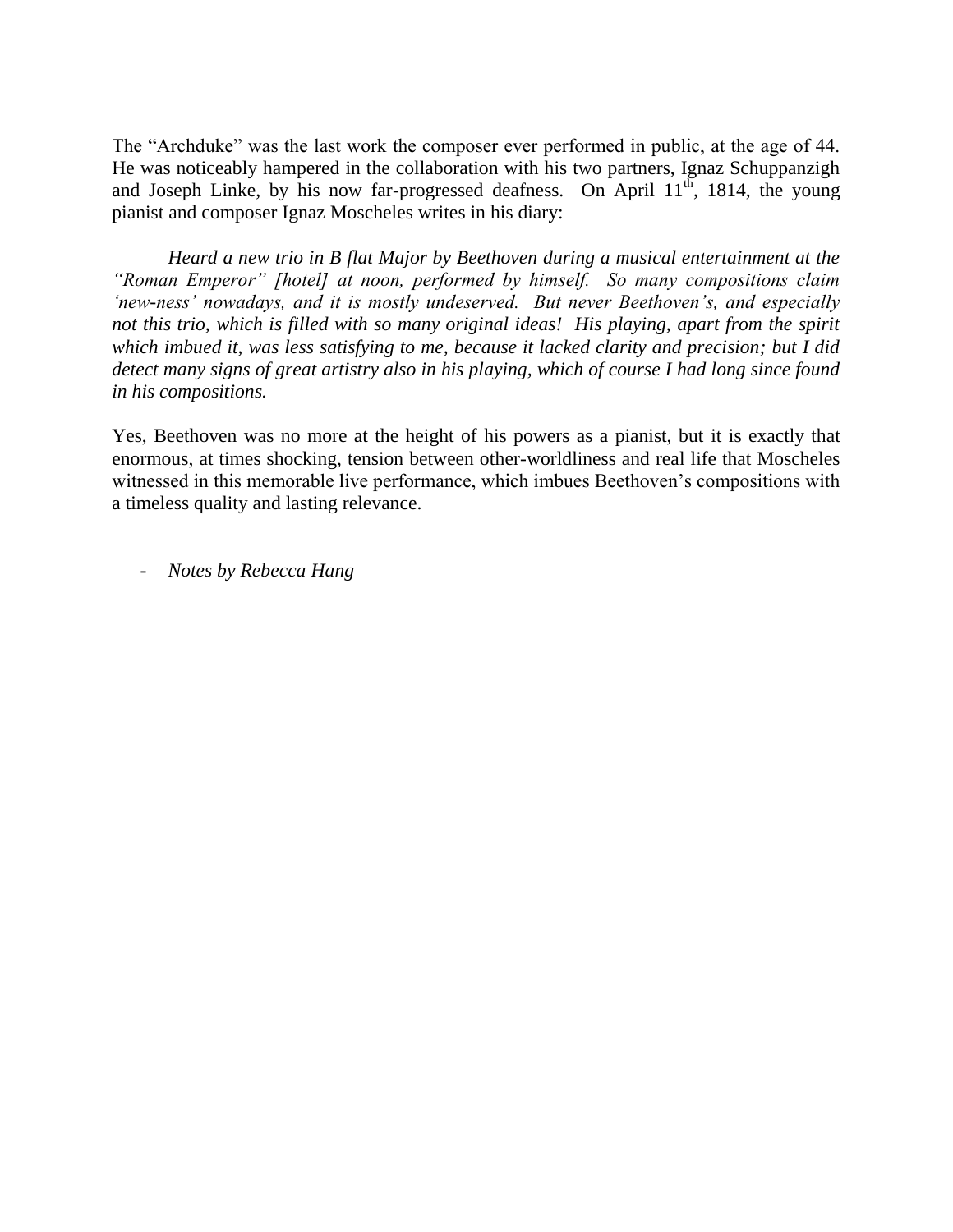The "Archduke" was the last work the composer ever performed in public, at the age of 44. He was noticeably hampered in the collaboration with his two partners, Ignaz Schuppanzigh and Joseph Linke, by his now far-progressed deafness. On April 11th, 1814, the young pianist and composer Ignaz Moscheles writes in his diary:

> *Heard a new trio in B flat Major by Beethoven during a musical entertainment at the "Roman Emperor" [hotel] at noon, performed by himself. So many compositions claim 'new-ness' nowadays, and it is mostly undeserved. But never Beethoven's, and especially not this trio, which is filled with so many original ideas! His playing, apart from the spirit which imbued it, was less satisfying to me, because it lacked clarity and precision; but I did detect many signs of great artistry also in his playing, which of course I had long since found in his compositions.*

Yes, Beethoven was no more at the height of his powers as a pianist, but it is exactly that enormous, at times shocking, tension between other-worldliness and real life that Moscheles witnessed in this memorable live performance, which imbues Beethoven's compositions with a timeless quality and lasting relevance.

- *Notes by Rebecca Hang*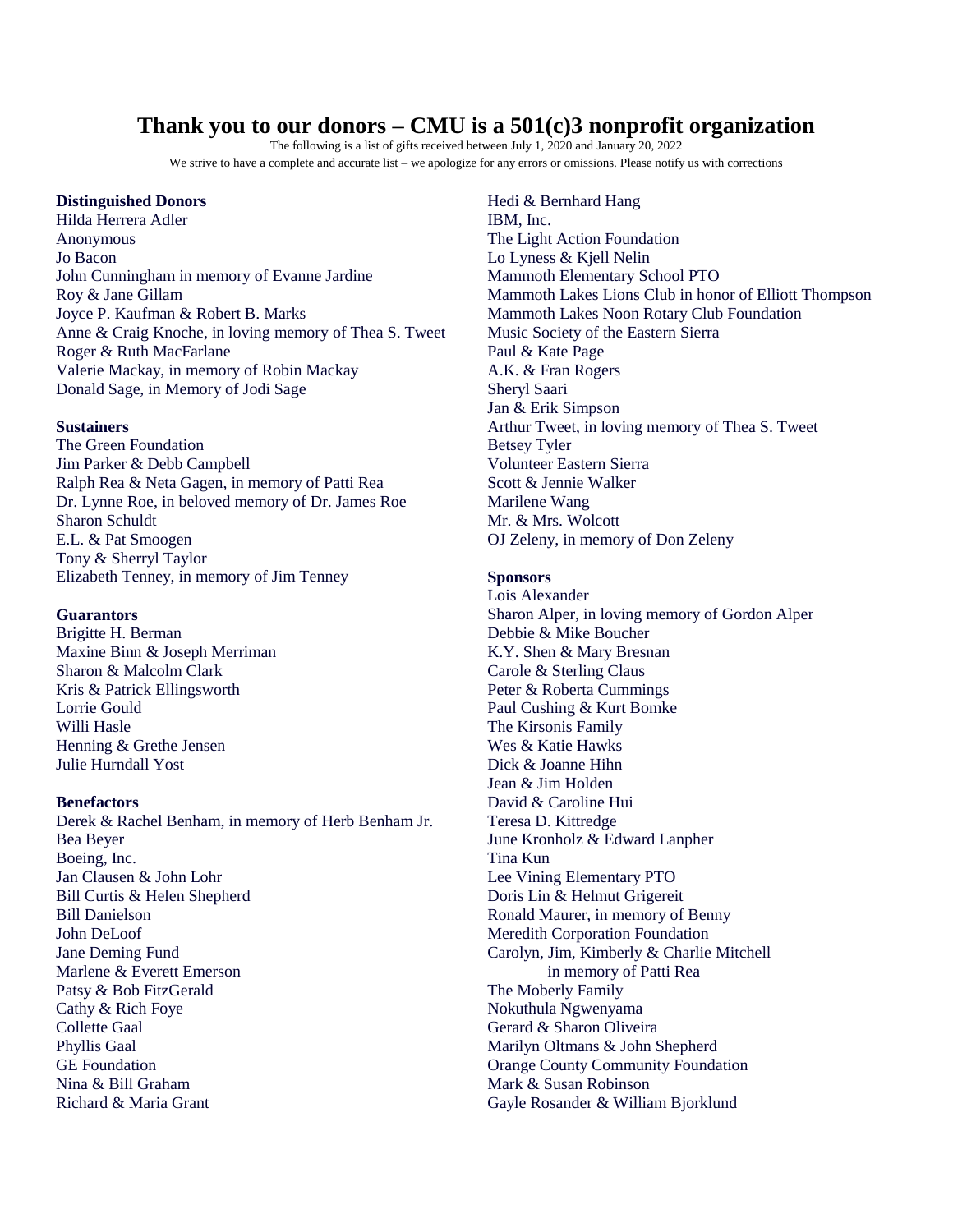# Thank you to our donors – CMU is a 501(c)3 nonprofit organization

The following is a list of gifts received between July 1, 2020 and January 20, 2022

We strive to have a complete and accurate list – we apologize for any errors or omissions. Please notify us with corrections

**Distinguished Donors**

Hilda Herrera Adler
Anonymous
Jo Bacon
John Cunningham in memory of Evanne Jardine
Roy & Jane Gillam
Joyce P. Kaufman & Robert B. Marks
Anne & Craig Knoche, in loving memory of Thea S. Tweet
Roger & Ruth MacFarlane
Valerie Mackay, in memory of Robin Mackay
Donald Sage, in Memory of Jodi Sage

**Sustainers**

The Green Foundation
Jim Parker & Debb Campbell
Ralph Rea & Neta Gagen, in memory of Patti Rea
Dr. Lynne Roe, in beloved memory of Dr. James Roe
Sharon Schuldt
E.L. & Pat Smoogen
Tony & Sherryl Taylor
Elizabeth Tenney, in memory of Jim Tenney

**Guarantors**

Brigitte H. Berman
Maxine Binn & Joseph Merriman
Sharon & Malcolm Clark
Kris & Patrick Ellingsworth
Lorrie Gould
Willi Hasle
Henning & Grethe Jensen
Julie Hurndall Yost

**Benefactors**

Derek & Rachel Benham, in memory of Herb Benham Jr.
Bea Beyer
Boeing, Inc.
Jan Clausen & John Lohr
Bill Curtis & Helen Shepherd
Bill Danielson
John DeLoof
Jane Deming Fund
Marlene & Everett Emerson
Patsy & Bob FitzGerald
Cathy & Rich Foye
Collette Gaal
Phyllis Gaal
GE Foundation
Nina & Bill Graham
Richard & Maria Grant
Hedi & Bernhard Hang
IBM, Inc.
The Light Action Foundation
Lo Lyness & Kjell Nelin
Mammoth Elementary School PTO
Mammoth Lakes Lions Club in honor of Elliott Thompson
Mammoth Lakes Noon Rotary Club Foundation
Music Society of the Eastern Sierra
Paul & Kate Page
A.K. & Fran Rogers
Sheryl Saari
Jan & Erik Simpson
Arthur Tweet, in loving memory of Thea S. Tweet
Betsey Tyler
Volunteer Eastern Sierra
Scott & Jennie Walker
Marilene Wang
Mr. & Mrs. Wolcott
OJ Zeleny, in memory of Don Zeleny

**Sponsors**

Lois Alexander
Sharon Alper, in loving memory of Gordon Alper
Debbie & Mike Boucher
K.Y. Shen & Mary Bresnan
Carole & Sterling Claus
Peter & Roberta Cummings
Paul Cushing & Kurt Bomke
The Kirsonis Family
Wes & Katie Hawks
Dick & Joanne Hihn
Jean & Jim Holden
David & Caroline Hui
Teresa D. Kittredge
June Kronholz & Edward Lanpher
Tina Kun
Lee Vining Elementary PTO
Doris Lin & Helmut Grigereit
Ronald Maurer, in memory of Benny
Meredith Corporation Foundation
Carolyn, Jim, Kimberly & Charlie Mitchell in memory of Patti Rea
The Moberly Family
Nokuthula Ngwenyama
Gerard & Sharon Oliveira
Marilyn Oltmans & John Shepherd
Orange County Community Foundation
Mark & Susan Robinson
Gayle Rosander & William Bjorklund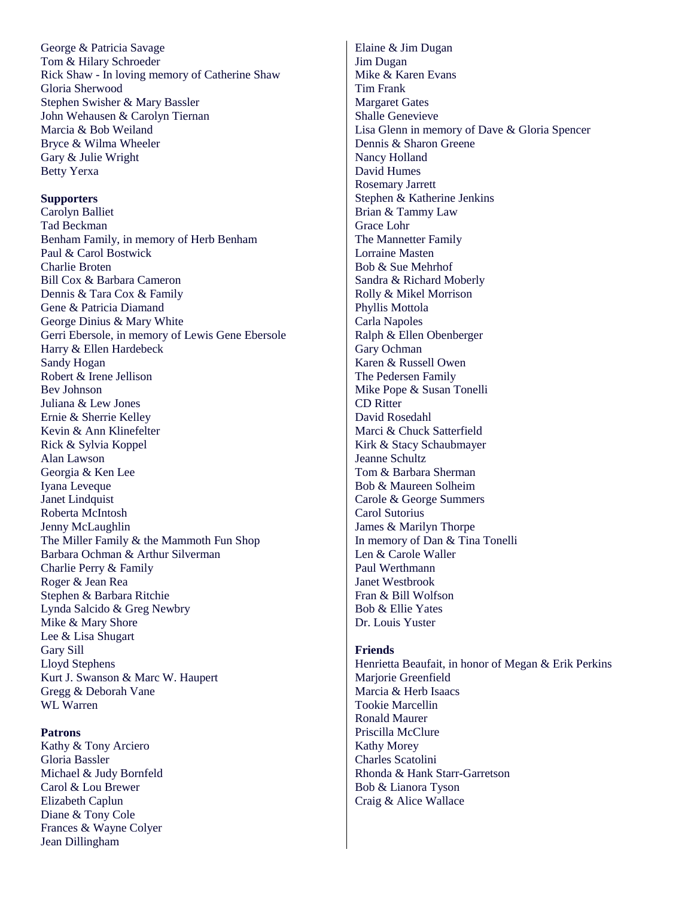George & Patricia Savage
Tom & Hilary Schroeder
Rick Shaw - In loving memory of Catherine Shaw
Gloria Sherwood
Stephen Swisher & Mary Bassler
John Wehausen & Carolyn Tiernan
Marcia & Bob Weiland
Bryce & Wilma Wheeler
Gary & Julie Wright
Betty Yerxa

**Supporters**

Carolyn Balliet
Tad Beckman
Benham Family, in memory of Herb Benham
Paul & Carol Bostwick
Charlie Broten
Bill Cox & Barbara Cameron
Dennis & Tara Cox & Family
Gene & Patricia Diamand
George Dinius & Mary White
Gerri Ebersole, in memory of Lewis Gene Ebersole
Harry & Ellen Hardebeck
Sandy Hogan
Robert & Irene Jellison
Bev Johnson
Juliana & Lew Jones
Ernie & Sherrie Kelley
Kevin & Ann Klinefelter
Rick & Sylvia Koppel
Alan Lawson
Georgia & Ken Lee
Iyana Leveque
Janet Lindquist
Roberta McIntosh
Jenny McLaughlin
The Miller Family & the Mammoth Fun Shop
Barbara Ochman & Arthur Silverman
Charlie Perry & Family
Roger & Jean Rea
Stephen & Barbara Ritchie
Lynda Salcido & Greg Newbry
Mike & Mary Shore
Lee & Lisa Shugart
Gary Sill
Lloyd Stephens
Kurt J. Swanson & Marc W. Haupert
Gregg & Deborah Vane
WL Warren

**Patrons**

Kathy & Tony Arciero
Gloria Bassler
Michael & Judy Bornfeld
Carol & Lou Brewer
Elizabeth Caplun
Diane & Tony Cole
Frances & Wayne Colyer
Jean Dillingham
Elaine & Jim Dugan
Jim Dugan
Mike & Karen Evans
Tim Frank
Margaret Gates
Shalle Genevieve
Lisa Glenn in memory of Dave & Gloria Spencer
Dennis & Sharon Greene
Nancy Holland
David Humes
Rosemary Jarrett
Stephen & Katherine Jenkins
Brian & Tammy Law
Grace Lohr
The Mannetter Family
Lorraine Masten
Bob & Sue Mehrhof
Sandra & Richard Moberly
Rolly & Mikel Morrison
Phyllis Mottola
Carla Napoles
Ralph & Ellen Obenberger
Gary Ochman
Karen & Russell Owen
The Pedersen Family
Mike Pope & Susan Tonelli
CD Ritter
David Rosedahl
Marci & Chuck Satterfield
Kirk & Stacy Schaubmayer
Jeanne Schultz
Tom & Barbara Sherman
Bob & Maureen Solheim
Carole & George Summers
Carol Sutorius
James & Marilyn Thorpe
In memory of Dan & Tina Tonelli
Len & Carole Waller
Paul Werthmann
Janet Westbrook
Fran & Bill Wolfson
Bob & Ellie Yates
Dr. Louis Yuster

**Friends**

Henrietta Beaufait, in honor of Megan & Erik Perkins
Marjorie Greenfield
Marcia & Herb Isaacs
Tookie Marcellin
Ronald Maurer
Priscilla McClure
Kathy Morey
Charles Scatolini
Rhonda & Hank Starr-Garretson
Bob & Lianora Tyson
Craig & Alice Wallace